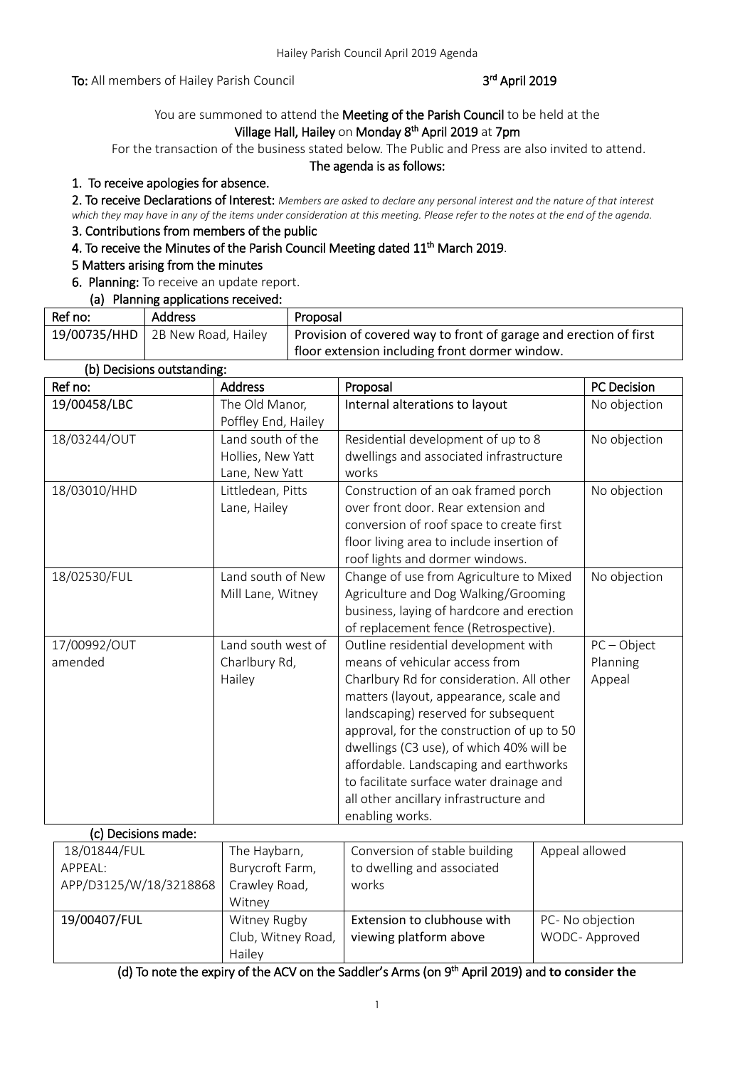**To:** All members of Hailey Parish Council

**3rd April 2019**

You are summoned to attend the **Meeting of the Parish Council** to be held at the **Village Hall, Hailey** on **Monday 8th April 2019** at **7pm**

For the transaction of the business stated below. The Public and Press are also invited to attend.

**The agenda is as follows:**

**1. To receive apologies for absence.**

**2. To receive Declarations of Interest:** *Members are asked to declare any personal interest and the nature of that interest which they may have in any of the items under consideration at this meeting. Please refer to the notes at the end of the agenda.*

**3. Contributions from members of the public**

**4. To receive the Minutes of the Parish Council Meeting dated 11th March 2019**.

**5 Matters arising from the minutes**

**6. Planning:** To receive an update report.

**(a) Planning applications received:**

| Ref no: | Address | Proposal |
|---|---|---|
| 19/00735/HHD | 2B New Road, Hailey | Provision of covered way to front of garage and erection of first floor extension including front dormer window. |

**(b) Decisions outstanding:**

| Ref no: | Address | Proposal | PC Decision |
|---|---|---|---|
| 19/00458/LBC | The Old Manor, Poffley End, Hailey | Internal alterations to layout | No objection |
| 18/03244/OUT | Land south of the Hollies, New Yatt Lane, New Yatt | Residential development of up to 8 dwellings and associated infrastructure works | No objection |
| 18/03010/HHD | Littledean, Pitts Lane, Hailey | Construction of an oak framed porch over front door. Rear extension and conversion of roof space to create first floor living area to include insertion of roof lights and dormer windows. | No objection |
| 18/02530/FUL | Land south of New Mill Lane, Witney | Change of use from Agriculture to Mixed Agriculture and Dog Walking/Grooming business, laying of hardcore and erection of replacement fence (Retrospective). | No objection |
| 17/00992/OUT amended | Land south west of Charlbury Rd, Hailey | Outline residential development with means of vehicular access from Charlbury Rd for consideration. All other matters (layout, appearance, scale and landscaping) reserved for subsequent approval, for the construction of up to 50 dwellings (C3 use), of which 40% will be affordable. Landscaping and earthworks to facilitate surface water drainage and all other ancillary infrastructure and enabling works. | PC – Object Planning Appeal |

**(c) Decisions made:**

| | | | |
|---|---|---|---|
| 18/01844/FUL APPEAL: APP/D3125/W/18/3218868 | The Haybarn, Burycroft Farm, Crawley Road, Witney | Conversion of stable building to dwelling and associated works | Appeal allowed |
| 19/00407/FUL | Witney Rugby Club, Witney Road, Hailey | Extension to clubhouse with viewing platform above | PC- No objection WODC- Approved |

**(d) To note the expiry of the ACV on the Saddler's Arms (on 9th April 2019) and to consider the**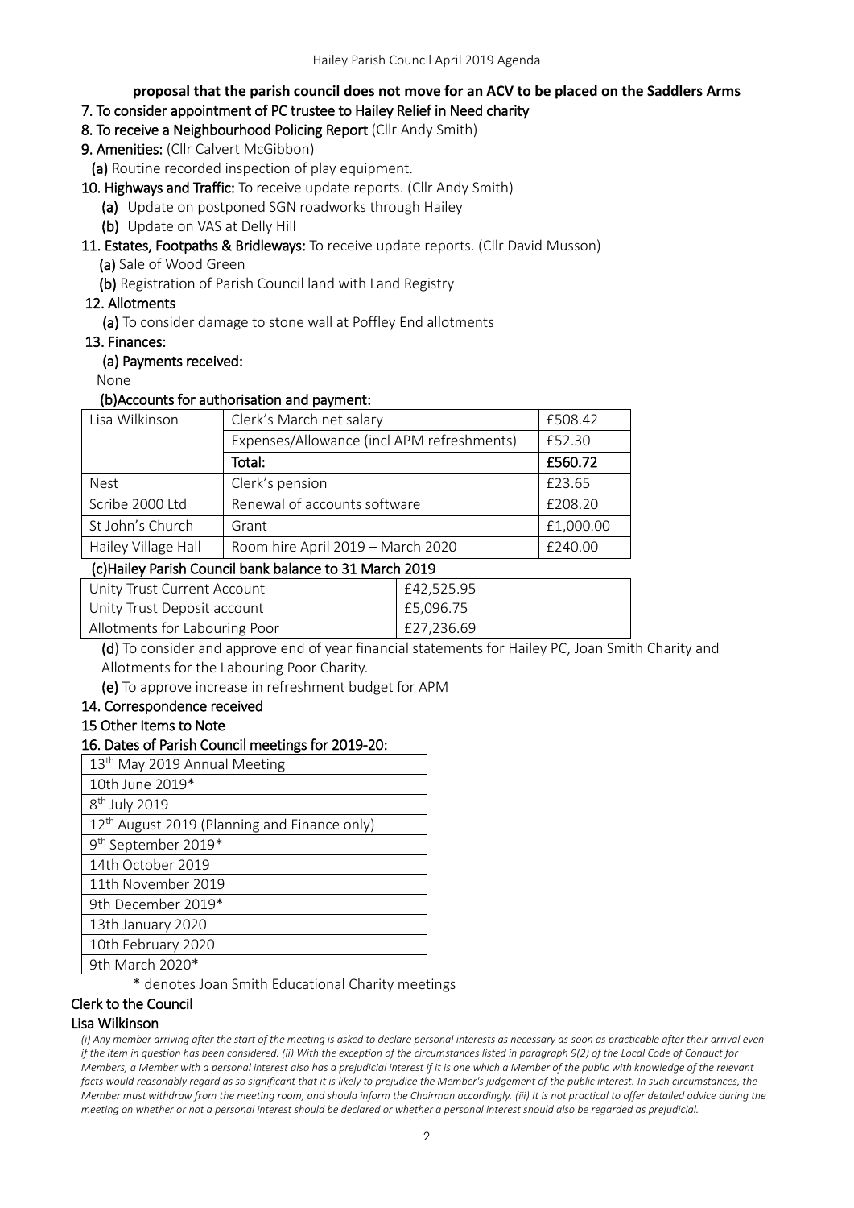**proposal that the parish council does not move for an ACV to be placed on the Saddlers Arms**

7. To consider appointment of PC trustee to Hailey Relief in Need charity

8. To receive a Neighbourhood Policing Report (Cllr Andy Smith)

9. Amenities: (Cllr Calvert McGibbon)

(a) Routine recorded inspection of play equipment.

10. Highways and Traffic: To receive update reports. (Cllr Andy Smith)

(a) Update on postponed SGN roadworks through Hailey

(b) Update on VAS at Delly Hill

11. Estates, Footpaths & Bridleways: To receive update reports. (Cllr David Musson)

(a) Sale of Wood Green

(b) Registration of Parish Council land with Land Registry

12. Allotments

(a) To consider damage to stone wall at Poffley End allotments

13. Finances:

(a) Payments received:

None

(b)Accounts for authorisation and payment:

| | | |
|---|---|---|
| Lisa Wilkinson | Clerk's March net salary | £508.42 |
| | Expenses/Allowance (incl APM refreshments) | £52.30 |
| | **Total:** | **£560.72** |
| Nest | Clerk's pension | £23.65 |
| Scribe 2000 Ltd | Renewal of accounts software | £208.20 |
| St John's Church | Grant | £1,000.00 |
| Hailey Village Hall | Room hire April 2019 – March 2020 | £240.00 |

(c)Hailey Parish Council bank balance to 31 March 2019

| | |
|---|---|
| Unity Trust Current Account | £42,525.95 |
| Unity Trust Deposit account | £5,096.75 |
| Allotments for Labouring Poor | £27,236.69 |

(d) To consider and approve end of year financial statements for Hailey PC, Joan Smith Charity and Allotments for the Labouring Poor Charity.

(e) To approve increase in refreshment budget for APM

14. Correspondence received

15 Other Items to Note

16. Dates of Parish Council meetings for 2019-20:

| |
|---|
| 13th May 2019 Annual Meeting |
| 10th June 2019* |
| 8th July 2019 |
| 12th August 2019 (Planning and Finance only) |
| 9th September 2019* |
| 14th October 2019 |
| 11th November 2019 |
| 9th December 2019* |
| 13th January 2020 |
| 10th February 2020 |
| 9th March 2020* |

\* denotes Joan Smith Educational Charity meetings

Clerk to the Council

Lisa Wilkinson

*(i) Any member arriving after the start of the meeting is asked to declare personal interests as necessary as soon as practicable after their arrival even if the item in question has been considered. (ii) With the exception of the circumstances listed in paragraph 9(2) of the Local Code of Conduct for Members, a Member with a personal interest also has a prejudicial interest if it is one which a Member of the public with knowledge of the relevant facts would reasonably regard as so significant that it is likely to prejudice the Member's judgement of the public interest. In such circumstances, the Member must withdraw from the meeting room, and should inform the Chairman accordingly. (iii) It is not practical to offer detailed advice during the meeting on whether or not a personal interest should be declared or whether a personal interest should also be regarded as prejudicial.*